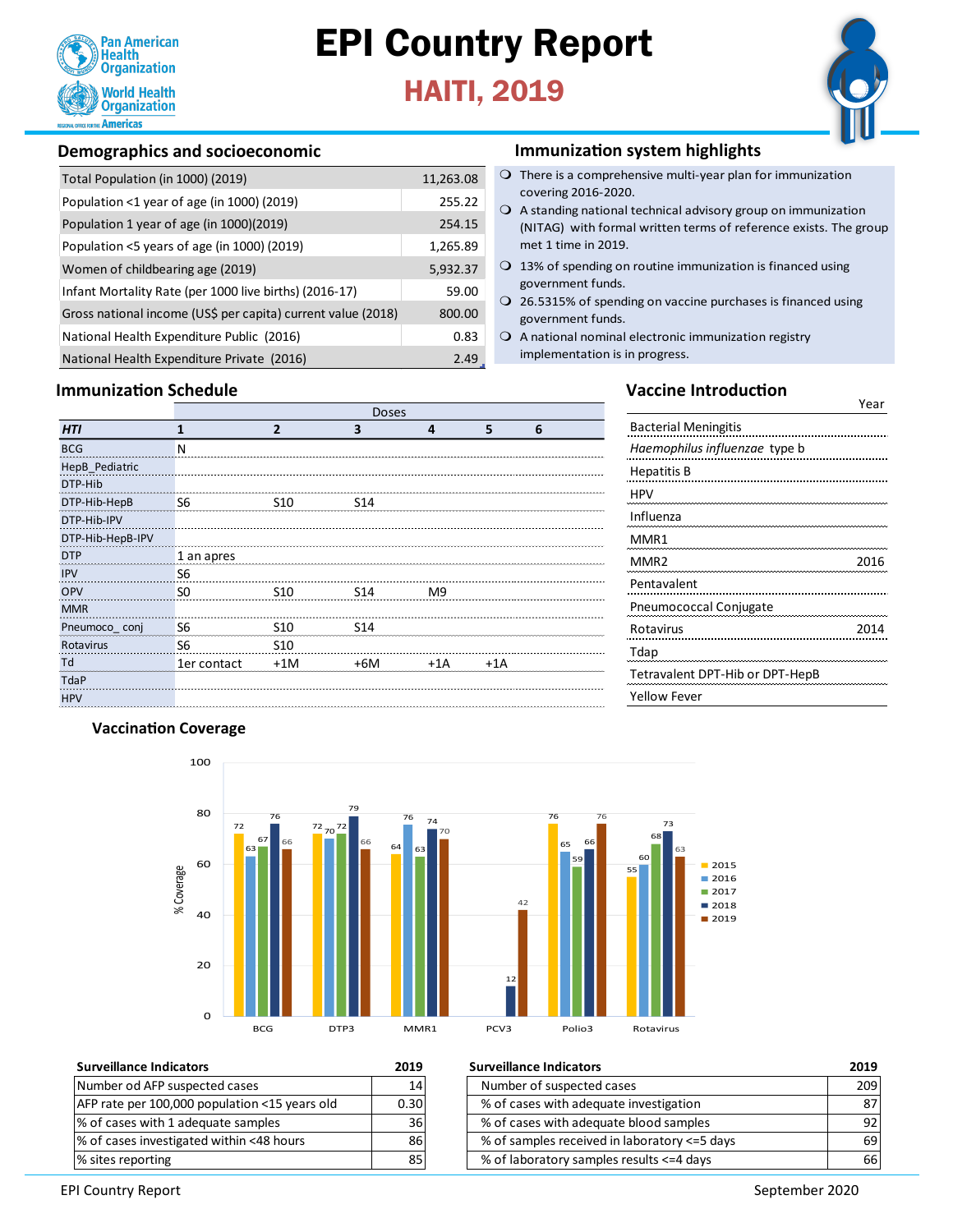# EPI Country Report

## HAITI, 2019

Pan American Health Organization
World Health Organization
REGIONAL OFFICE FOR THE Americas

### Demographics and socioeconomic

| | |
|---|---|
| Total Population (in 1000) (2019) | 11,263.08 |
| Population <1 year of age (in 1000) (2019) | 255.22 |
| Population 1 year of age (in 1000)(2019) | 254.15 |
| Population <5 years of age (in 1000) (2019) | 1,265.89 |
| Women of childbearing age (2019) | 5,932.37 |
| Infant Mortality Rate (per 1000 live births) (2016-17) | 59.00 |
| Gross national income (US$ per capita) current value (2018) | 800.00 |
| National Health Expenditure Public (2016) | 0.83 |
| National Health Expenditure Private (2016) | 2.49 |

### Immunization system highlights

- There is a comprehensive multi-year plan for immunization covering 2016-2020.
- A standing national technical advisory group on immunization (NITAG) with formal written terms of reference exists. The group met 1 time in 2019.
- 13% of spending on routine immunization is financed using government funds.
- 26.5315% of spending on vaccine purchases is financed using government funds.
- A national nominal electronic immunization registry implementation is in progress.

### Immunization Schedule

| | Doses | | | | | |
|---|---|---|---|---|---|---|
| ***HTI*** | **1** | **2** | **3** | **4** | **5** | **6** |
| BCG | N | | | | | |
| HepB_Pediatric | | | | | | |
| DTP-Hib | | | | | | |
| DTP-Hib-HepB | S6 | S10 | S14 | | | |
| DTP-Hib-IPV | | | | | | |
| DTP-Hib-HepB-IPV | | | | | | |
| DTP | 1 an apres | | | | | |
| IPV | S6 | | | | | |
| OPV | S0 | S10 | S14 | M9 | | |
| MMR | | | | | | |
| Pneumoco_ conj | S6 | S10 | S14 | | | |
| Rotavirus | S6 | S10 | | | | |
| Td | 1er contact | +1M | +6M | +1A | +1A | |
| TdaP | | | | | | |
| HPV | | | | | | |

### Vaccine Introduction

| | Year |
|---|---|
| Bacterial Meningitis | |
| *Haemophilus influenzae* type b | |
| Hepatitis B | |
| HPV | |
| Influenza | |
| MMR1 | |
| MMR2 | 2016 |
| Pentavalent | |
| Pneumococcal Conjugate | |
| Rotavirus | 2014 |
| Tdap | |
| Tetravalent DPT-Hib or DPT-HepB | |
| Yellow Fever | |

### Vaccination Coverage

% Coverage

| | 2015 | 2016 | 2017 | 2018 | 2019 |
|---|---|---|---|---|---|
| BCG | 72 | 63 | 67 | 76 | 66 |
| DTP3 | 72 | 70 | 72 | 79 | 66 |
| MMR1 | 64 | 76 | 63 | 74 | 70 |
| PCV3 | | | | 12 | 42 |
| Polio3 | 76 | 65 | 59 | 66 | 76 |
| Rotavirus | 55 | 60 | 68 | 73 | 63 |

| Surveillance Indicators | 2019 |
|---|---|
| Number od AFP suspected cases | 14 |
| AFP rate per 100,000 population <15 years old | 0.30 |
| % of cases with 1 adequate samples | 36 |
| % of cases investigated within <48 hours | 86 |
| % sites reporting | 85 |

| Surveillance Indicators | 2019 |
|---|---|
| Number of suspected cases | 209 |
| % of cases with adequate investigation | 87 |
| % of cases with adequate blood samples | 92 |
| % of samples received in laboratory <=5 days | 69 |
| % of laboratory samples results <=4 days | 66 |

EPI Country Report September 2020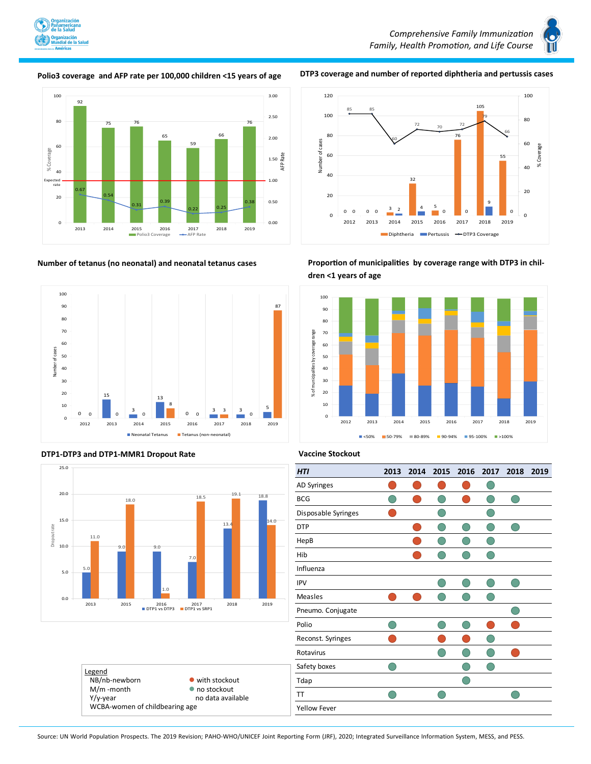Polio3 coverage and AFP rate per 100,000 children <15 years of age

% Coverage
AFP Rate
Expected rate
92
75
76
65
59
66
76
0.67
0.54
0.31
0.39
0.22
0.25
0.38
2013 2014 2015 2016 2017 2018 2019
Polio3 Coverage
AFP Rate

DTP3 coverage and number of reported diphtheria and pertussis cases

Number of cases
% Coverage
85 85 60 72 70 72 79 66
0 0 0 0 3 2 32 4 5 0 76 0 105 9 55 0
2012 2013 2014 2015 2016 2017 2018 2019
Diphtheria
Pertussis
DTP3 Coverage

Number of tetanus (no neonatal) and neonatal tetanus cases

Number of cases
0 0 15 0 3 0 13 8 0 0 3 3 3 0 5 87
2012 2013 2014 2015 2016 2017 2018 2019
Neonatal Tetanus
Tetanus (non-neonatal)

Proportion of municipalities by coverage range with DTP3 in children <1 years of age

% of municipalities by coverage range
2012 2013 2014 2015 2016 2017 2018 2019
<50%
50-79%
80-89%
90-94%
95-100%
>100%

DTP1-DTP3 and DTP1-MMR1 Dropout Rate

Dropout rate
5.0 11.0
9.0 18.0
9.0 1.0
7.0 18.5
13.4 19.1
18.8 14.0
2013 2015 2016 2017 2018 2019
DTP1 vs DTP3
DTP1 vs SRP1

Vaccine Stockout

| *HTI* | 2013 | 2014 | 2015 | 2016 | 2017 | 2018 | 2019 |
|---|---|---|---|---|---|---|---|
| AD Syringes | with stockout | with stockout | with stockout | with stockout | no stockout | | |
| BCG | no stockout | with stockout | no stockout | with stockout | no stockout | no stockout | |
| Disposable Syringes | with stockout | | no stockout | | no stockout | | |
| DTP | | with stockout | no stockout | no stockout | no stockout | no stockout | |
| HepB | | with stockout | no stockout | no stockout | no stockout | | |
| Hib | | with stockout | no stockout | no stockout | no stockout | | |
| Influenza | | | | | | | |
| IPV | | | no stockout | no stockout | no stockout | no stockout | |
| Measles | with stockout | with stockout | no stockout | no stockout | no stockout | | |
| Pneumo. Conjugate | | | | | | no stockout | |
| Polio | no stockout | | no stockout | no stockout | with stockout | with stockout | |
| Reconst. Syringes | with stockout | | with stockout | with stockout | no stockout | | |
| Rotavirus | | | no stockout | no stockout | no stockout | with stockout | |
| Safety boxes | no stockout | | | no stockout | no stockout | | |
| Tdap | | | | no stockout | | | |
| TT | no stockout | | no stockout | | | no stockout | |
| Yellow Fever | | | | | | | |

Legend
NB/nb-newborn
M/m -month
Y/y-year
WCBA-women of childbearing age
with stockout
no stockout
no data available

Source: UN World Population Prospects. The 2019 Revision; PAHO-WHO/UNICEF Joint Reporting Form (JRF), 2020; Integrated Surveillance Information System, MESS, and PESS.